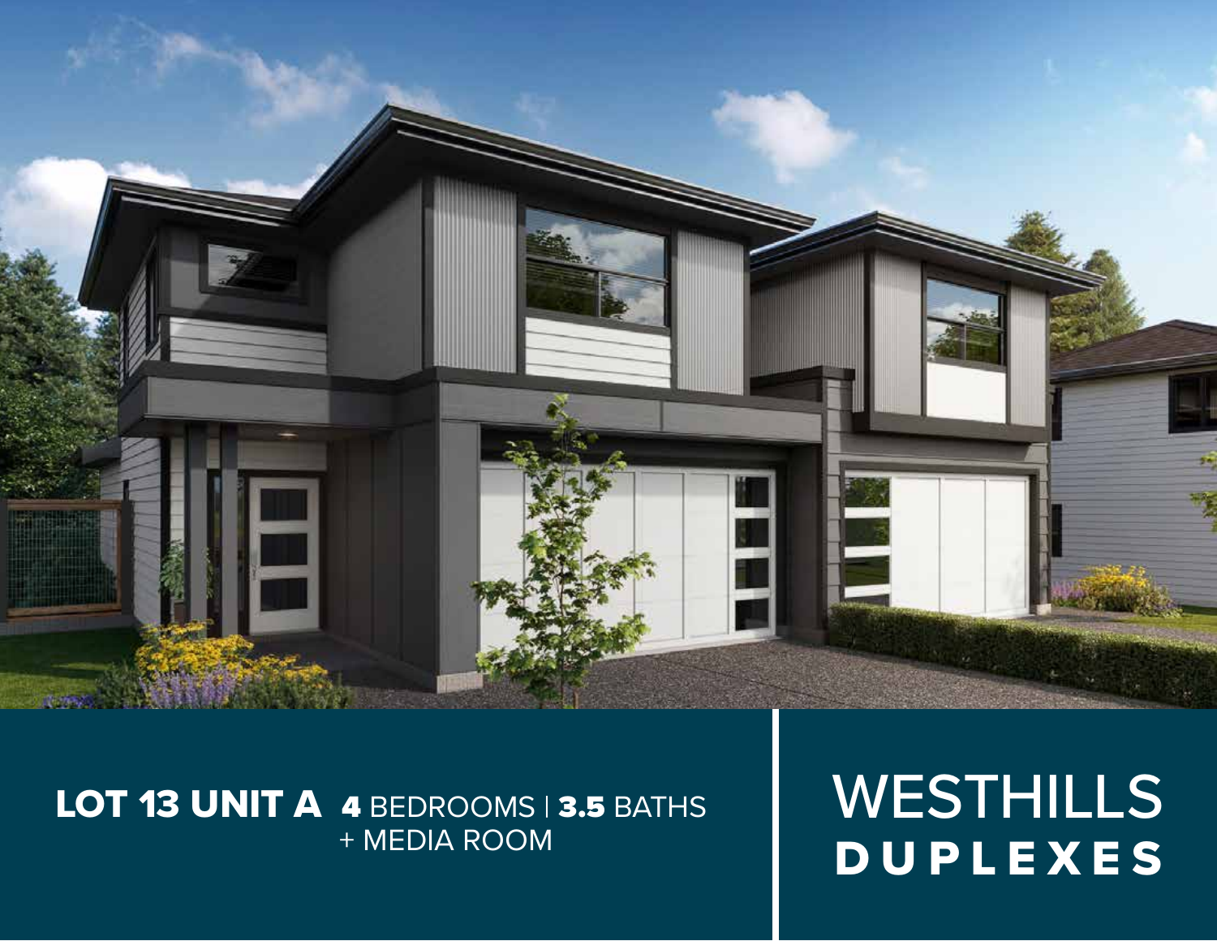**LOT 13 UNIT A** **4** BEDROOMS | **3.5** BATHS
+ MEDIA ROOM

# WESTHILLS
## DUPLEXES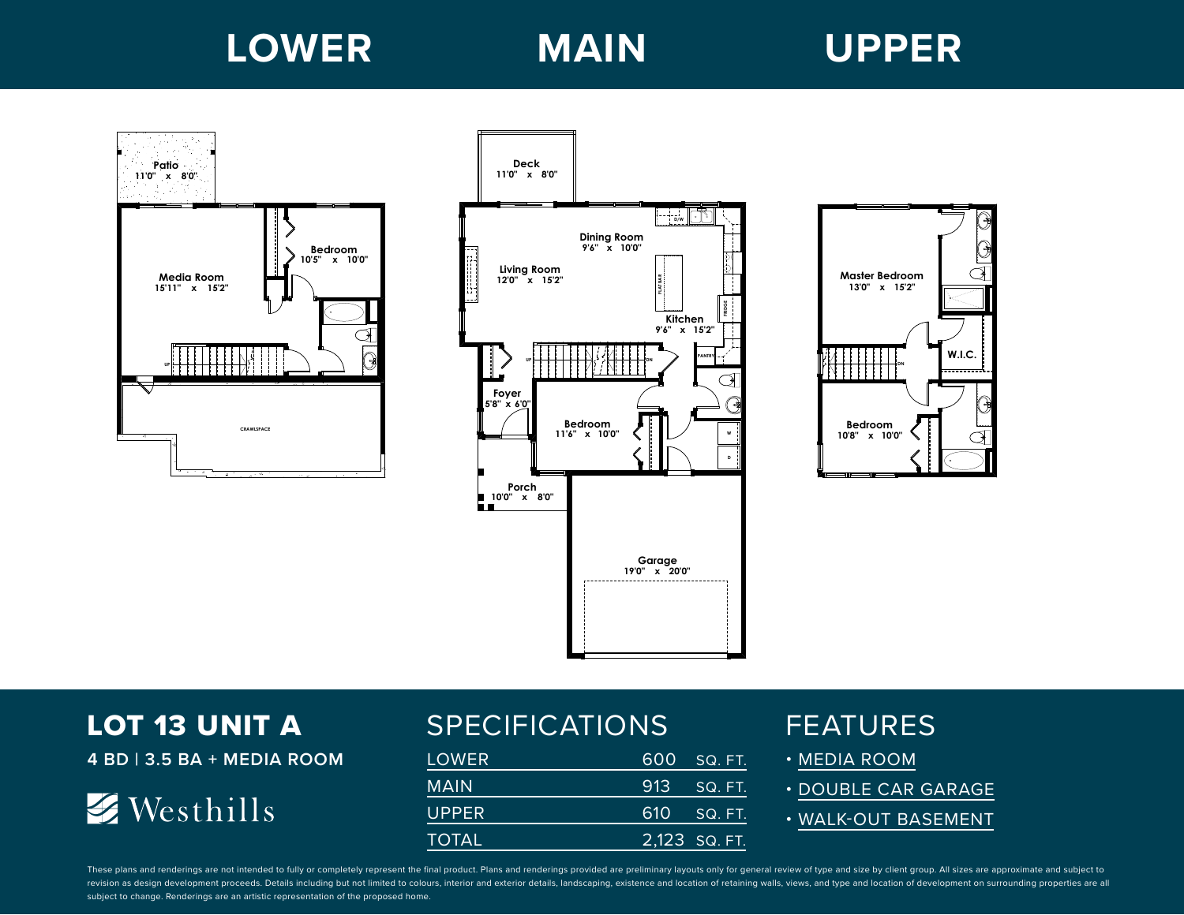# LOWER

Patio
11'0" x 8'0"

Media Room
15'11" x 15'2"

Bedroom
10'5" x 10'0"

UP

CRAWLSPACE

# MAIN

Deck
11'0" x 8'0"

Dining Room
9'6" x 10'0"

Living Room
12'0" x 15'2"

D/W

FLAT BAR

FRIDGE

Kitchen
9'6" x 15'2"

PANTRY

UP

DN

Foyer
5'8" x 6'0"

Bedroom
11'6" x 10'0"

W

D

Porch
10'0" x 8'0"

Garage
19'0" x 20'0"

# UPPER

Master Bedroom
13'0" x 15'2"

DN

W.I.C.

Bedroom
10'8" x 10'0"

## LOT 13 UNIT A

**4 BD | 3.5 BA + MEDIA ROOM**

Westhills

## SPECIFICATIONS

| | | |
|---|---|---|
| LOWER | 600 | SQ. FT. |
| MAIN | 913 | SQ. FT. |
| UPPER | 610 | SQ. FT. |
| TOTAL | 2,123 | SQ. FT. |

## FEATURES

- MEDIA ROOM
- DOUBLE CAR GARAGE
- WALK-OUT BASEMENT

These plans and renderings are not intended to fully or completely represent the final product. Plans and renderings provided are preliminary layouts only for general review of type and size by client group. All sizes are approximate and subject to revision as design development proceeds. Details including but not limited to colours, interior and exterior details, landscaping, existence and location of retaining walls, views, and type and location of development on surrounding properties are all subject to change. Renderings are an artistic representation of the proposed home.